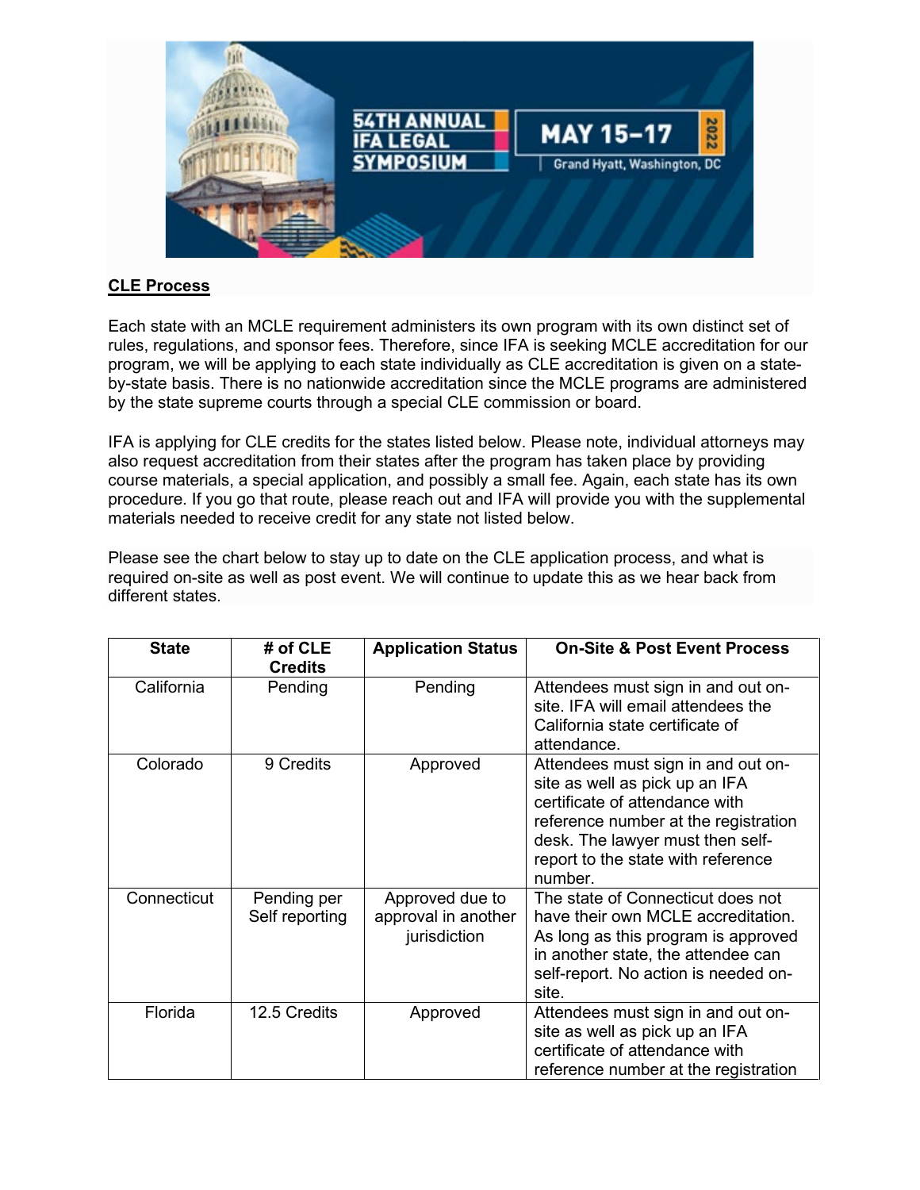**54TH ANNUAL IFA LEGAL SYMPOSIUM**

**MAY 15–17 2022**

Grand Hyatt, Washington, DC

**CLE Process**

Each state with an MCLE requirement administers its own program with its own distinct set of rules, regulations, and sponsor fees. Therefore, since IFA is seeking MCLE accreditation for our program, we will be applying to each state individually as CLE accreditation is given on a state-by-state basis. There is no nationwide accreditation since the MCLE programs are administered by the state supreme courts through a special CLE commission or board.

IFA is applying for CLE credits for the states listed below. Please note, individual attorneys may also request accreditation from their states after the program has taken place by providing course materials, a special application, and possibly a small fee. Again, each state has its own procedure. If you go that route, please reach out and IFA will provide you with the supplemental materials needed to receive credit for any state not listed below.

Please see the chart below to stay up to date on the CLE application process, and what is required on-site as well as post event. We will continue to update this as we hear back from different states.

| State | # of CLE Credits | Application Status | On-Site & Post Event Process |
|---|---|---|---|
| California | Pending | Pending | Attendees must sign in and out on-site. IFA will email attendees the California state certificate of attendance. |
| Colorado | 9 Credits | Approved | Attendees must sign in and out on-site as well as pick up an IFA certificate of attendance with reference number at the registration desk. The lawyer must then self-report to the state with reference number. |
| Connecticut | Pending per Self reporting | Approved due to approval in another jurisdiction | The state of Connecticut does not have their own MCLE accreditation. As long as this program is approved in another state, the attendee can self-report. No action is needed on-site. |
| Florida | 12.5 Credits | Approved | Attendees must sign in and out on-site as well as pick up an IFA certificate of attendance with reference number at the registration |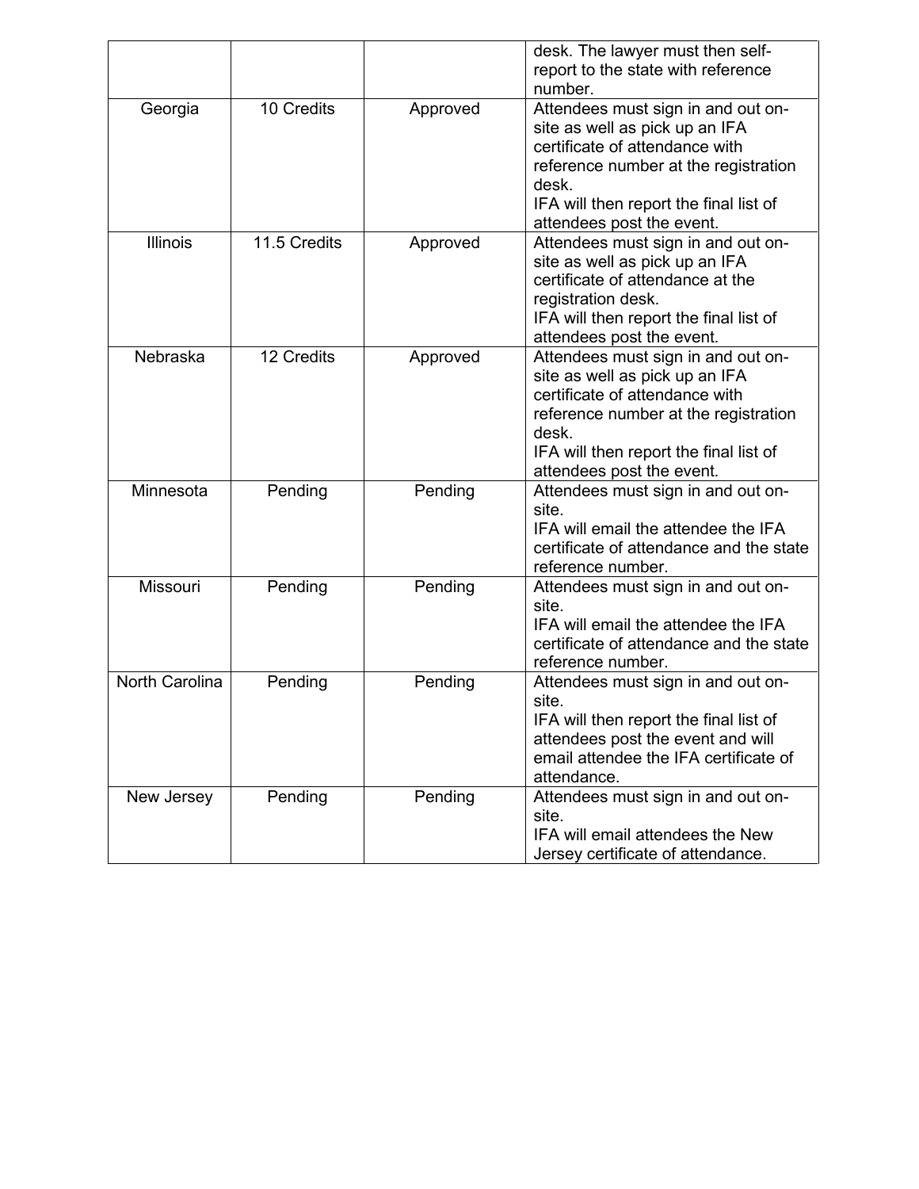| | | | desk. The lawyer must then self-report to the state with reference number. |
|---|---|---|---|
| Georgia | 10 Credits | Approved | Attendees must sign in and out on-site as well as pick up an IFA certificate of attendance with reference number at the registration desk.<br>IFA will then report the final list of attendees post the event. |
| Illinois | 11.5 Credits | Approved | Attendees must sign in and out on-site as well as pick up an IFA certificate of attendance at the registration desk.<br>IFA will then report the final list of attendees post the event. |
| Nebraska | 12 Credits | Approved | Attendees must sign in and out on-site as well as pick up an IFA certificate of attendance with reference number at the registration desk.<br>IFA will then report the final list of attendees post the event. |
| Minnesota | Pending | Pending | Attendees must sign in and out on-site.<br>IFA will email the attendee the IFA certificate of attendance and the state reference number. |
| Missouri | Pending | Pending | Attendees must sign in and out on-site.<br>IFA will email the attendee the IFA certificate of attendance and the state reference number. |
| North Carolina | Pending | Pending | Attendees must sign in and out on-site.<br>IFA will then report the final list of attendees post the event and will email attendee the IFA certificate of attendance. |
| New Jersey | Pending | Pending | Attendees must sign in and out on-site.<br>IFA will email attendees the New Jersey certificate of attendance. |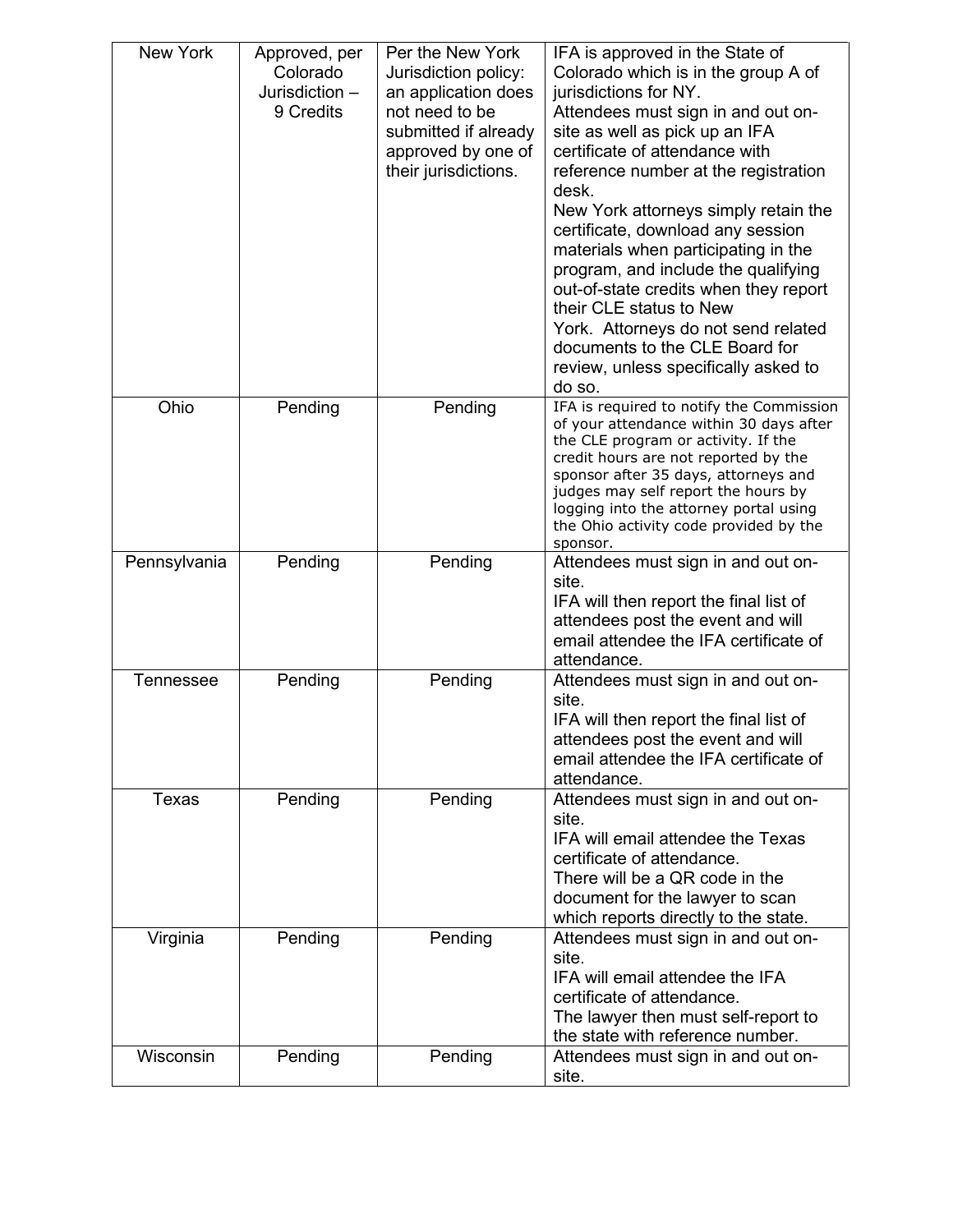| New York | Approved, per Colorado Jurisdiction – 9 Credits | Per the New York Jurisdiction policy: an application does not need to be submitted if already approved by one of their jurisdictions. | IFA is approved in the State of Colorado which is in the group A of jurisdictions for NY.<br>Attendees must sign in and out on-site as well as pick up an IFA certificate of attendance with reference number at the registration desk.<br>New York attorneys simply retain the certificate, download any session materials when participating in the program, and include the qualifying out-of-state credits when they report their CLE status to New York. Attorneys do not send related documents to the CLE Board for review, unless specifically asked to do so. |
|---|---|---|---|
| Ohio | Pending | Pending | IFA is required to notify the Commission of your attendance within 30 days after the CLE program or activity. If the credit hours are not reported by the sponsor after 35 days, attorneys and judges may self report the hours by logging into the attorney portal using the Ohio activity code provided by the sponsor. |
| Pennsylvania | Pending | Pending | Attendees must sign in and out on-site.<br>IFA will then report the final list of attendees post the event and will email attendee the IFA certificate of attendance. |
| Tennessee | Pending | Pending | Attendees must sign in and out on-site.<br>IFA will then report the final list of attendees post the event and will email attendee the IFA certificate of attendance. |
| Texas | Pending | Pending | Attendees must sign in and out on-site.<br>IFA will email attendee the Texas certificate of attendance.<br>There will be a QR code in the document for the lawyer to scan which reports directly to the state. |
| Virginia | Pending | Pending | Attendees must sign in and out on-site.<br>IFA will email attendee the IFA certificate of attendance.<br>The lawyer then must self-report to the state with reference number. |
| Wisconsin | Pending | Pending | Attendees must sign in and out on-site. |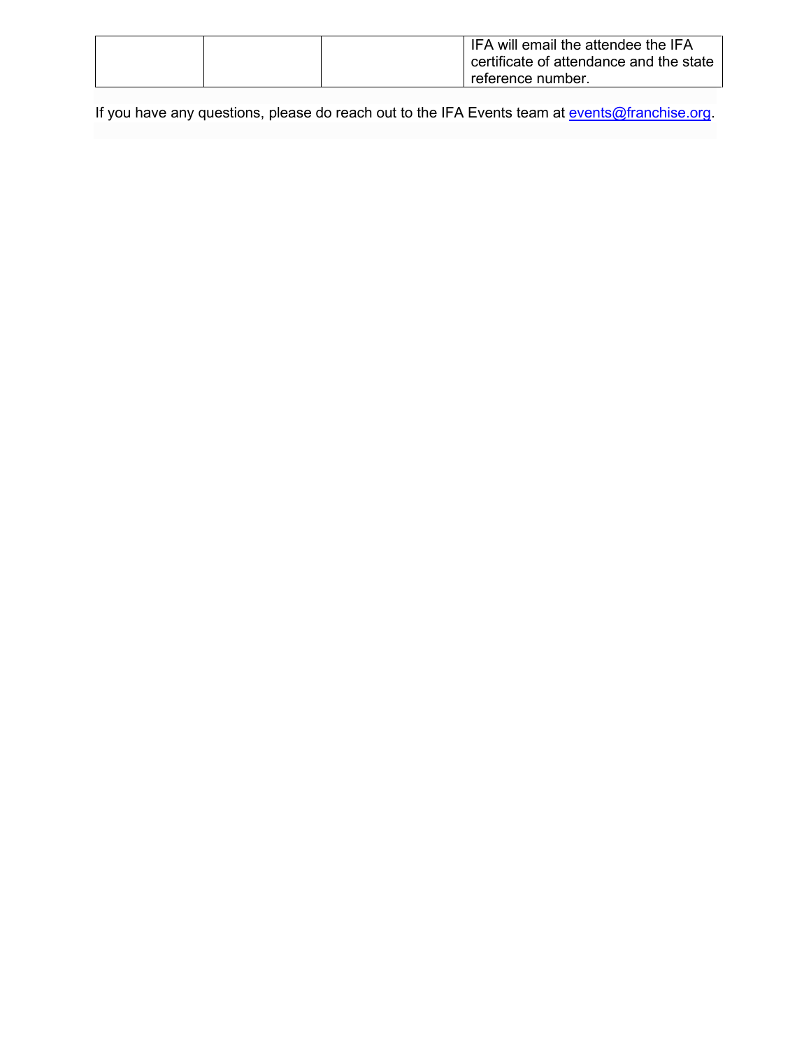| | | | |
|---|---|---|---|
| | | | IFA will email the attendee the IFA certificate of attendance and the state reference number. |

If you have any questions, please do reach out to the IFA Events team at events@franchise.org.